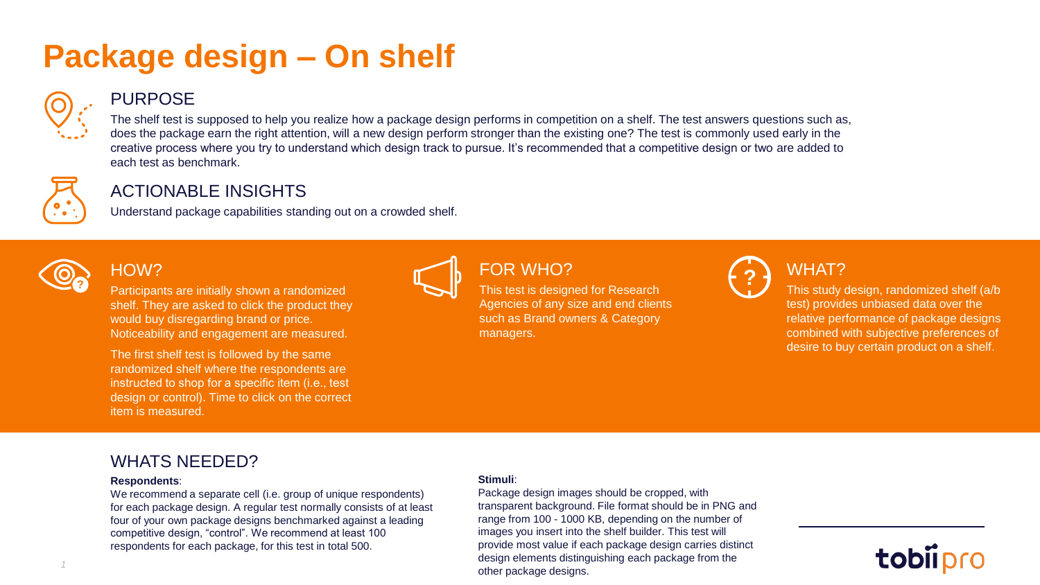# Package design – On shelf

## PURPOSE

The shelf test is supposed to help you realize how a package design performs in competition on a shelf. The test answers questions such as, does the package earn the right attention, will a new design perform stronger than the existing one? The test is commonly used early in the creative process where you try to understand which design track to pursue. It's recommended that a competitive design or two are added to each test as benchmark.

## ACTIONABLE INSIGHTS

Understand package capabilities standing out on a crowded shelf.

## HOW?

Participants are initially shown a randomized shelf. They are asked to click the product they would buy disregarding brand or price. Noticeability and engagement are measured.

The first shelf test is followed by the same randomized shelf where the respondents are instructed to shop for a specific item (i.e., test design or control). Time to click on the correct item is measured.

## FOR WHO?

This test is designed for Research Agencies of any size and end clients such as Brand owners & Category managers.

## WHAT?

This study design, randomized shelf (a/b test) provides unbiased data over the relative performance of package designs combined with subjective preferences of desire to buy certain product on a shelf.

## WHATS NEEDED?

**Respondents**:

We recommend a separate cell (i.e. group of unique respondents) for each package design. A regular test normally consists of at least four of your own package designs benchmarked against a leading competitive design, "control". We recommend at least 100 respondents for each package, for this test in total 500.

**Stimuli**:

Package design images should be cropped, with transparent background. File format should be in PNG and range from 100 - 1000 KB, depending on the number of images you insert into the shelf builder. This test will provide most value if each package design carries distinct design elements distinguishing each package from the other package designs.

tobiipro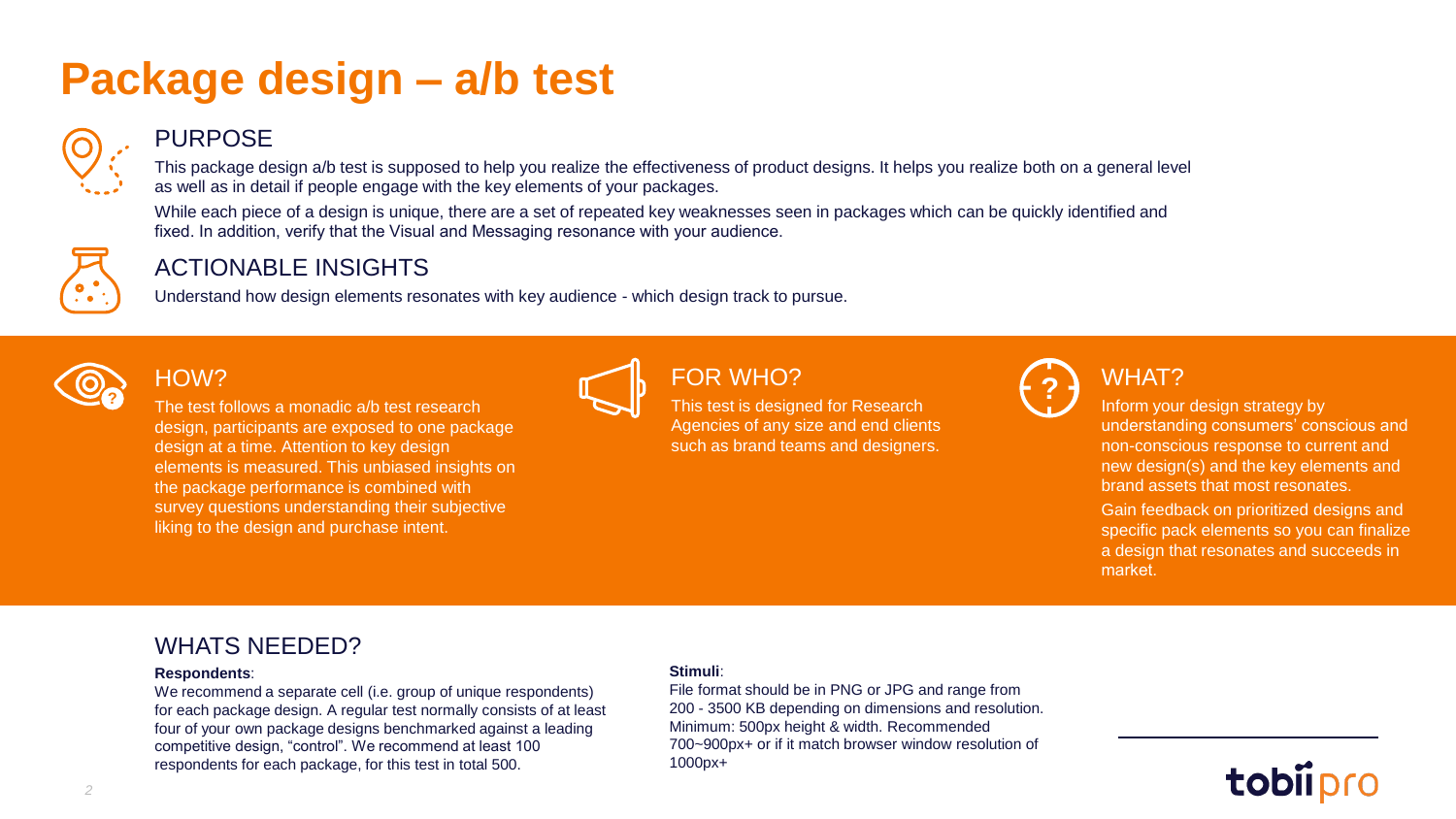# Package design – a/b test

## PURPOSE

This package design a/b test is supposed to help you realize the effectiveness of product designs. It helps you realize both on a general level as well as in detail if people engage with the key elements of your packages.

While each piece of a design is unique, there are a set of repeated key weaknesses seen in packages which can be quickly identified and fixed. In addition, verify that the Visual and Messaging resonance with your audience.

## ACTIONABLE INSIGHTS

Understand how design elements resonates with key audience - which design track to pursue.

## HOW?

The test follows a monadic a/b test research design, participants are exposed to one package design at a time. Attention to key design elements is measured. This unbiased insights on the package performance is combined with survey questions understanding their subjective liking to the design and purchase intent.

## FOR WHO?

This test is designed for Research Agencies of any size and end clients such as brand teams and designers.

## WHAT?

Inform your design strategy by understanding consumers' conscious and non-conscious response to current and new design(s) and the key elements and brand assets that most resonates.

Gain feedback on prioritized designs and specific pack elements so you can finalize a design that resonates and succeeds in market.

## WHATS NEEDED?

**Respondents**:

We recommend a separate cell (i.e. group of unique respondents) for each package design. A regular test normally consists of at least four of your own package designs benchmarked against a leading competitive design, "control". We recommend at least 100 respondents for each package, for this test in total 500.

**Stimuli**:

File format should be in PNG or JPG and range from 200 - 3500 KB depending on dimensions and resolution. Minimum: 500px height & width. Recommended 700~900px+ or if it match browser window resolution of 1000px+

tobiipro